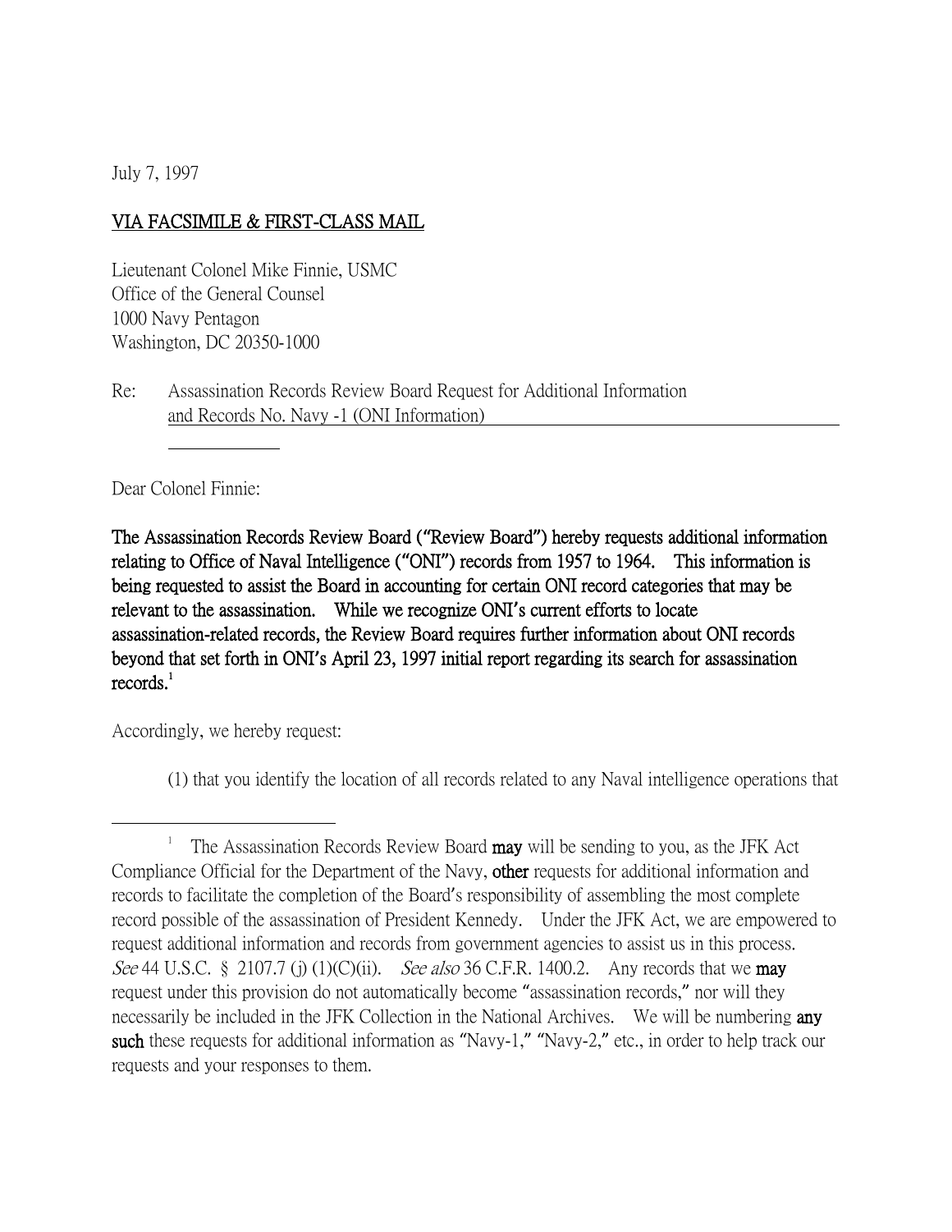July 7, 1997

VIA FACSIMILE & FIRST-CLASS MAIL

Lieutenant Colonel Mike Finnie, USMC
Office of the General Counsel
1000 Navy Pentagon
Washington, DC 20350-1000

Re: Assassination Records Review Board Request for Additional Information and Records No. Navy -1 (ONI Information)

Dear Colonel Finnie:

**The Assassination Records Review Board ("Review Board") hereby requests additional information relating to Office of Naval Intelligence ("ONI") records from 1957 to 1964. This information is being requested to assist the Board in accounting for certain ONI record categories that may be relevant to the assassination. While we recognize ONI's current efforts to locate assassination-related records, the Review Board requires further information about ONI records beyond that set forth in ONI's April 23, 1997 initial report regarding its search for assassination records.**[1]

Accordingly, we hereby request:

(1) that you identify the location of all records related to any Naval intelligence operations that

---

[1] The Assassination Records Review Board **may** will be sending to you, as the JFK Act Compliance Official for the Department of the Navy, **other** requests for additional information and records to facilitate the completion of the Board's responsibility of assembling the most complete record possible of the assassination of President Kennedy. Under the JFK Act, we are empowered to request additional information and records from government agencies to assist us in this process. *See* 44 U.S.C. § 2107.7 (j) (1)(C)(ii). *See also* 36 C.F.R. 1400.2. Any records that we **may** request under this provision do not automatically become "assassination records," nor will they necessarily be included in the JFK Collection in the National Archives. We will be numbering **any such** these requests for additional information as "Navy-1," "Navy-2," etc., in order to help track our requests and your responses to them.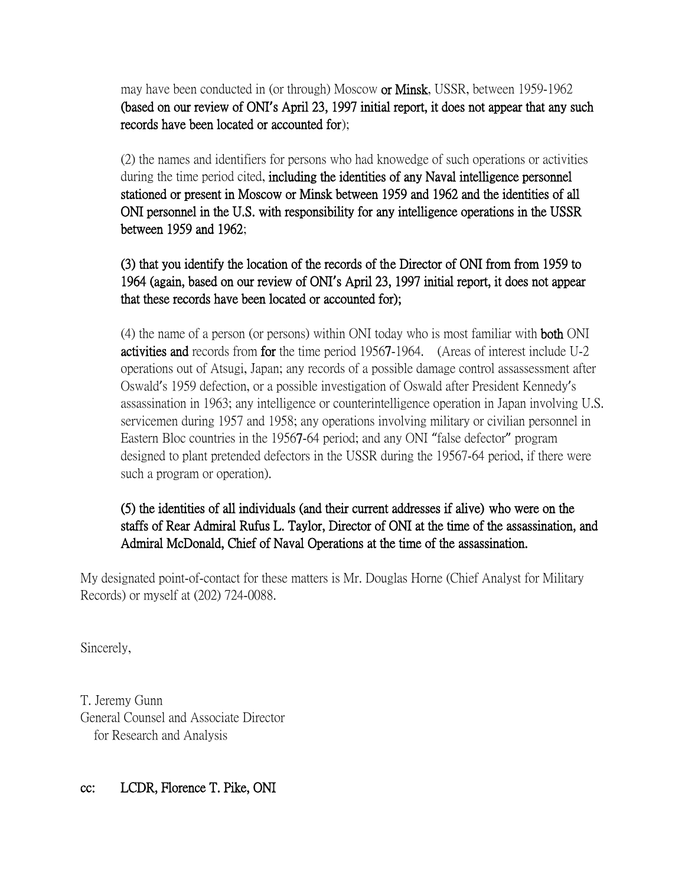may have been conducted in (or through) Moscow **or Minsk**, USSR, between 1959-1962 **(based on our review of ONI's April 23, 1997 initial report, it does not appear that any such records have been located or accounted for**);

(2) the names and identifiers for persons who had knowedge of such operations or activities during the time period cited, **including the identities of any Naval intelligence personnel stationed or present in Moscow or Minsk between 1959 and 1962 and the identities of all ONI personnel in the U.S. with responsibility for any intelligence operations in the USSR between 1959 and 1962**;

**(3) that you identify the location of the records of the Director of ONI from from 1959 to 1964 (again, based on our review of ONI's April 23, 1997 initial report, it does not appear that these records have been located or accounted for);**

(4) the name of a person (or persons) within ONI today who is most familiar with **both** ONI **activities and** records from **for** the time period 19567-1964. (Areas of interest include U-2 operations out of Atsugi, Japan; any records of a possible damage control assassessment after Oswald's 1959 defection, or a possible investigation of Oswald after President Kennedy's assassination in 1963; any intelligence or counterintelligence operation in Japan involving U.S. servicemen during 1957 and 1958; any operations involving military or civilian personnel in Eastern Bloc countries in the 19567-64 period; and any ONI "false defector" program designed to plant pretended defectors in the USSR during the 19567-64 period, if there were such a program or operation).

**(5) the identities of all individuals (and their current addresses if alive) who were on the staffs of Rear Admiral Rufus L. Taylor, Director of ONI at the time of the assassination, and Admiral McDonald, Chief of Naval Operations at the time of the assassination.**

My designated point-of-contact for these matters is Mr. Douglas Horne (Chief Analyst for Military Records) or myself at (202) 724-0088.

Sincerely,

T. Jeremy Gunn
General Counsel and Associate Director
for Research and Analysis

**cc: LCDR, Florence T. Pike, ONI**